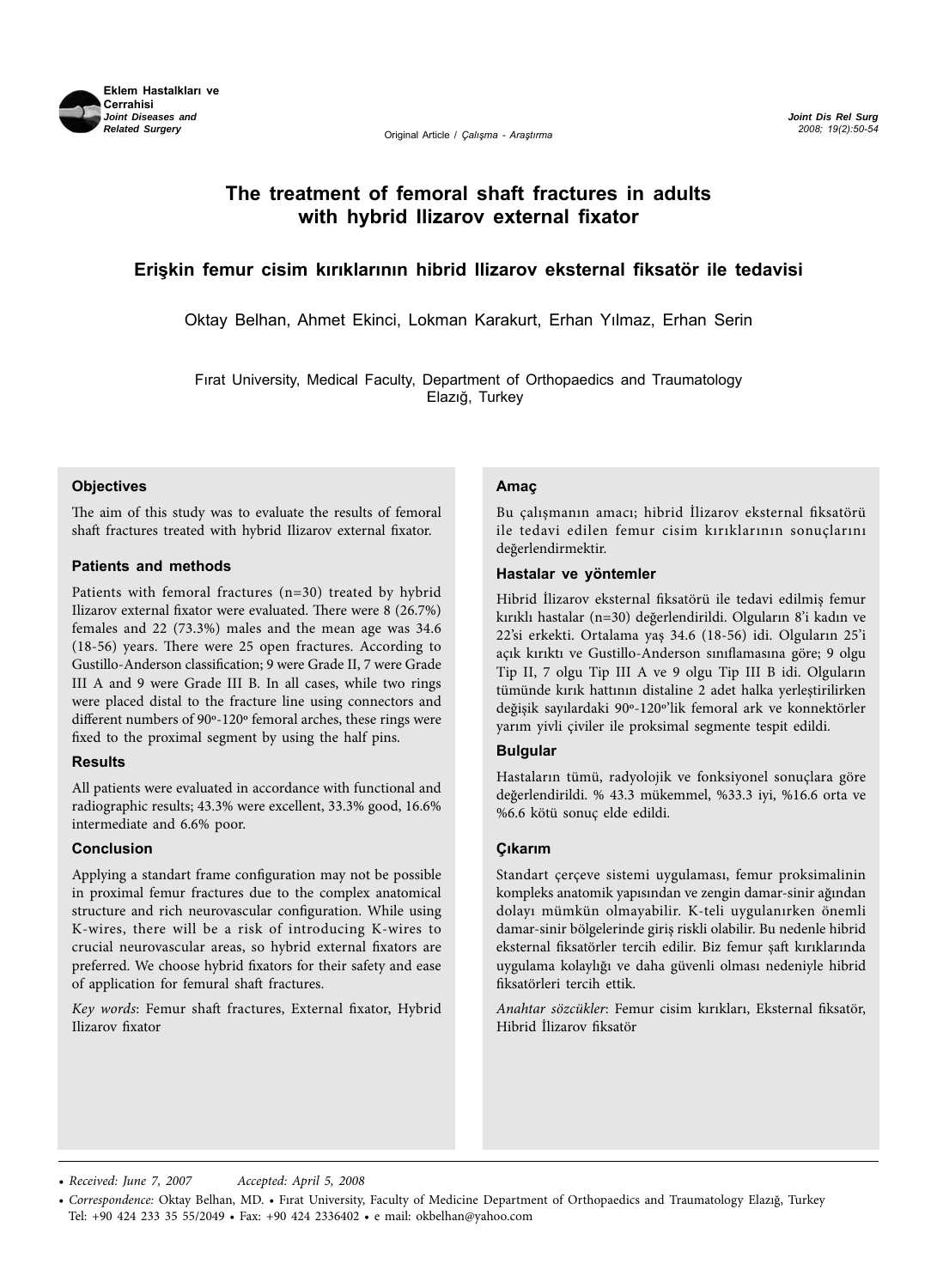Original Article / *Çalışma - Araştırma*

# The treatment of femoral shaft fractures in adults with hybrid Ilizarov external fixator

## Erişkin femur cisim kırıklarının hibrid Ilizarov eksternal fiksatör ile tedavisi

Oktay Belhan, Ahmet Ekinci, Lokman Karakurt, Erhan Yılmaz, Erhan Serin

Fırat University, Medical Faculty, Department of Orthopaedics and Traumatology Elazığ, Turkey

### Objectives

The aim of this study was to evaluate the results of femoral shaft fractures treated with hybrid Ilizarov external fixator.

### Patients and methods

Patients with femoral fractures (n=30) treated by hybrid Ilizarov external fixator were evaluated. There were 8 (26.7%) females and 22 (73.3%) males and the mean age was 34.6 (18-56) years. There were 25 open fractures. According to Gustillo-Anderson classification; 9 were Grade II, 7 were Grade III A and 9 were Grade III B. In all cases, while two rings were placed distal to the fracture line using connectors and different numbers of 90º-120º femoral arches, these rings were fixed to the proximal segment by using the half pins.

### Results

All patients were evaluated in accordance with functional and radiographic results; 43.3% were excellent, 33.3% good, 16.6% intermediate and 6.6% poor.

### Conclusion

Applying a standart frame configuration may not be possible in proximal femur fractures due to the complex anatomical structure and rich neurovascular configuration. While using K-wires, there will be a risk of introducing K-wires to crucial neurovascular areas, so hybrid external fixators are preferred. We choose hybrid fixators for their safety and ease of application for femural shaft fractures.

*Key words*: Femur shaft fractures, External fixator, Hybrid Ilizarov fixator

### Amaç

Bu çalışmanın amacı; hibrid İlizarov eksternal fiksatörü ile tedavi edilen femur cisim kırıklarının sonuçlarını değerlendirmektir.

### Hastalar ve yöntemler

Hibrid İlizarov eksternal fiksatörü ile tedavi edilmiş femur kırıklı hastalar (n=30) değerlendirildi. Olguların 8'i kadın ve 22'si erkekti. Ortalama yaş 34.6 (18-56) idi. Olguların 25'i açık kırıktı ve Gustillo-Anderson sınıflamasına göre; 9 olgu Tip II, 7 olgu Tip III A ve 9 olgu Tip III B idi. Olguların tümünde kırık hattının distaline 2 adet halka yerleştirilirken değişik sayılardaki 90º-120º'lik femoral ark ve konnektörler yarım yivli çiviler ile proksimal segmente tespit edildi.

### Bulgular

Hastaların tümü, radyolojik ve fonksiyonel sonuçlara göre değerlendirildi. % 43.3 mükemmel, %33.3 iyi, %16.6 orta ve %6.6 kötü sonuç elde edildi.

### Çıkarım

Standart çerçeve sistemi uygulaması, femur proksimalinin kompleks anatomik yapısından ve zengin damar-sinir ağından dolayı mümkün olmayabilir. K-teli uygulanırken önemli damar-sinir bölgelerinde giriş riskli olabilir. Bu nedenle hibrid eksternal fiksatörler tercih edilir. Biz femur şaft kırıklarında uygulama kolaylığı ve daha güvenli olması nedeniyle hibrid fiksatörleri tercih ettik.

*Anahtar sözcükler*: Femur cisim kırıkları, Eksternal fiksatör, Hibrid İlizarov fiksatör

---

- *Received: June 7, 2007* *Accepted: April 5, 2008*
- *Correspondence:* Oktay Belhan, MD. • Fırat University, Faculty of Medicine Department of Orthopaedics and Traumatology Elazığ, Turkey Tel: +90 424 233 35 55/2049 • Fax: +90 424 2336402 • e mail: okbelhan@yahoo.com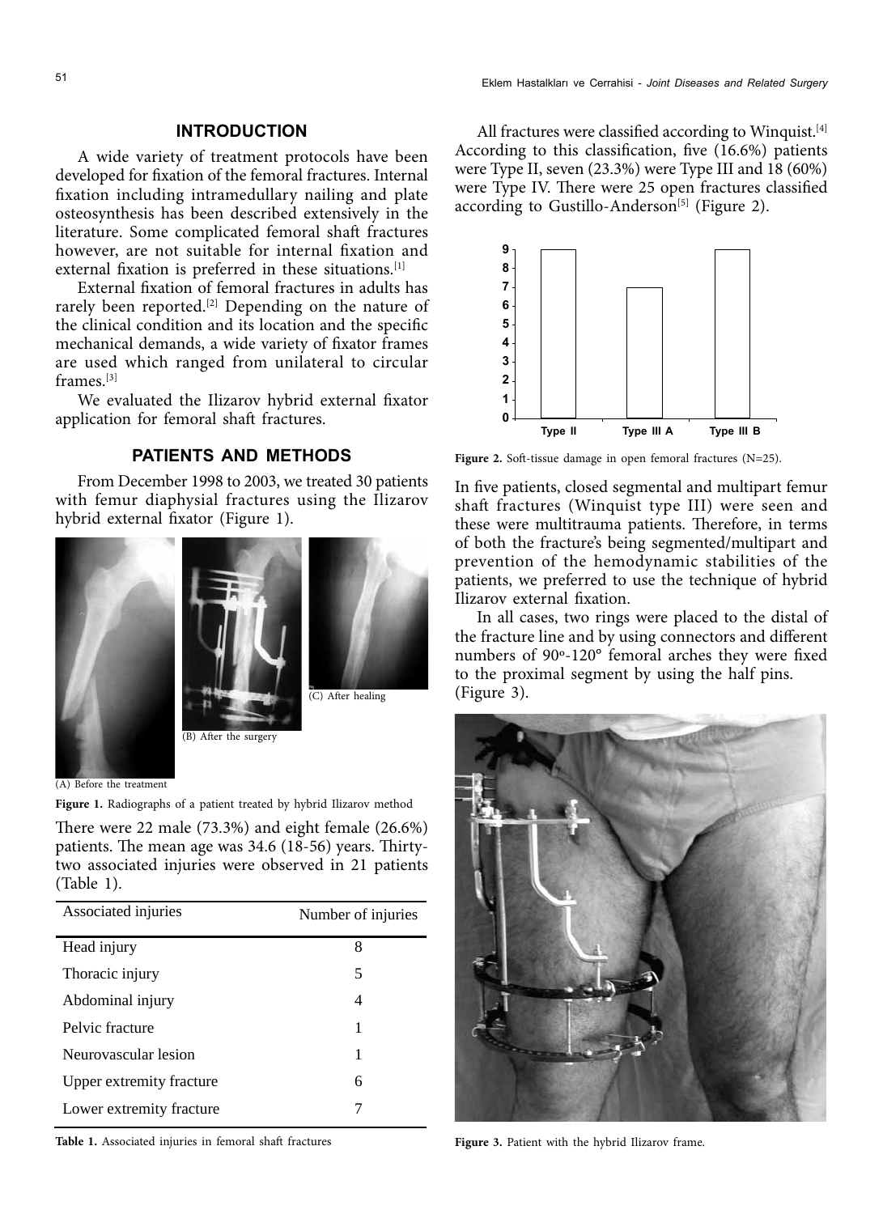## INTRODUCTION

A wide variety of treatment protocols have been developed for fixation of the femoral fractures. Internal fixation including intramedullary nailing and plate osteosynthesis has been described extensively in the literature. Some complicated femoral shaft fractures however, are not suitable for internal fixation and external fixation is preferred in these situations.[1]

External fixation of femoral fractures in adults has rarely been reported.[2] Depending on the nature of the clinical condition and its location and the specific mechanical demands, a wide variety of fixator frames are used which ranged from unilateral to circular frames.[3]

We evaluated the Ilizarov hybrid external fixator application for femoral shaft fractures.

## PATIENTS AND METHODS

From December 1998 to 2003, we treated 30 patients with femur diaphysial fractures using the Ilizarov hybrid external fixator (Figure 1).

(A) Before the treatment

(B) After the surgery

(C) After healing

**Figure 1.** Radiographs of a patient treated by hybrid Ilizarov method

There were 22 male (73.3%) and eight female (26.6%) patients. The mean age was 34.6 (18-56) years. Thirty-two associated injuries were observed in 21 patients (Table 1).

| Associated injuries | Number of injuries |
|---|---|
| Head injury | 8 |
| Thoracic injury | 5 |
| Abdominal injury | 4 |
| Pelvic fracture | 1 |
| Neurovascular lesion | 1 |
| Upper extremity fracture | 6 |
| Lower extremity fracture | 7 |

**Table 1.** Associated injuries in femoral shaft fractures

All fractures were classified according to Winquist.[4] According to this classification, five (16.6%) patients were Type II, seven (23.3%) were Type III and 18 (60%) were Type IV. There were 25 open fractures classified according to Gustillo-Anderson[5] (Figure 2).

| | Type II | Type III A | Type III B |
|---|---|---|---|
| Number | 9 | 7 | 9 |

**Figure 2.** Soft-tissue damage in open femoral fractures (N=25).

In five patients, closed segmental and multipart femur shaft fractures (Winquist type III) were seen and these were multitrauma patients. Therefore, in terms of both the fracture's being segmented/multipart and prevention of the hemodynamic stabilities of the patients, we preferred to use the technique of hybrid Ilizarov external fixation.

In all cases, two rings were placed to the distal of the fracture line and by using connectors and different numbers of 90°-120° femoral arches they were fixed to the proximal segment by using the half pins. (Figure 3).

**Figure 3.** Patient with the hybrid Ilizarov frame.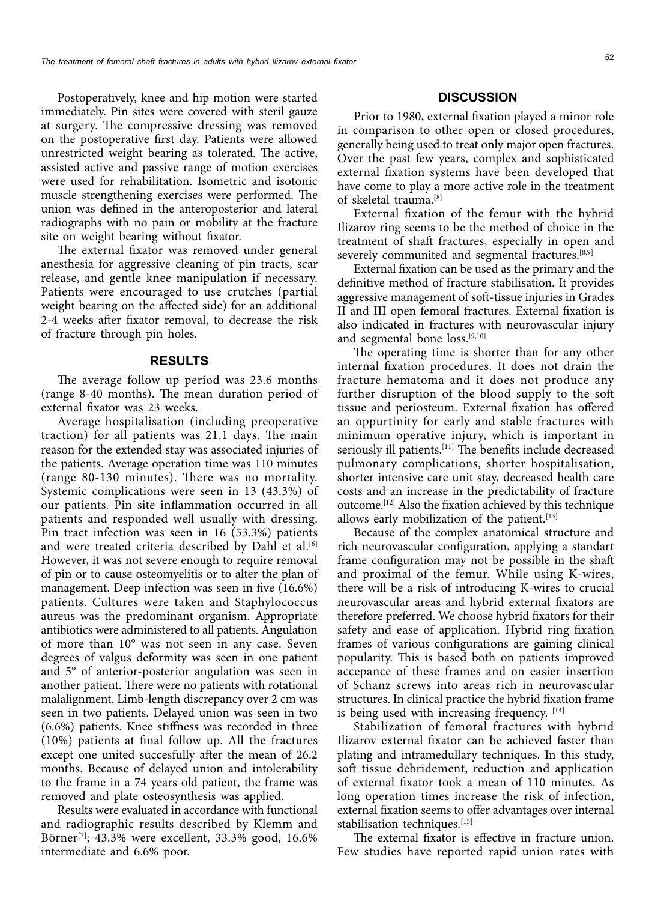Postoperatively, knee and hip motion were started immediately. Pin sites were covered with steril gauze at surgery. The compressive dressing was removed on the postoperative first day. Patients were allowed unrestricted weight bearing as tolerated. The active, assisted active and passive range of motion exercises were used for rehabilitation. Isometric and isotonic muscle strengthening exercises were performed. The union was defined in the anteroposterior and lateral radiographs with no pain or mobility at the fracture site on weight bearing without fixator.

The external fixator was removed under general anesthesia for aggressive cleaning of pin tracts, scar release, and gentle knee manipulation if necessary. Patients were encouraged to use crutches (partial weight bearing on the affected side) for an additional 2-4 weeks after fixator removal, to decrease the risk of fracture through pin holes.

## RESULTS

The average follow up period was 23.6 months (range 8-40 months). The mean duration period of external fixator was 23 weeks.

Average hospitalisation (including preoperative traction) for all patients was 21.1 days. The main reason for the extended stay was associated injuries of the patients. Average operation time was 110 minutes (range 80-130 minutes). There was no mortality. Systemic complications were seen in 13 (43.3%) of our patients. Pin site inflammation occurred in all patients and responded well usually with dressing. Pin tract infection was seen in 16 (53.3%) patients and were treated criteria described by Dahl et al.[6] However, it was not severe enough to require removal of pin or to cause osteomyelitis or to alter the plan of management. Deep infection was seen in five (16.6%) patients. Cultures were taken and Staphylococcus aureus was the predominant organism. Appropriate antibiotics were administered to all patients. Angulation of more than 10° was not seen in any case. Seven degrees of valgus deformity was seen in one patient and 5° of anterior-posterior angulation was seen in another patient. There were no patients with rotational malalignment. Limb-length discrepancy over 2 cm was seen in two patients. Delayed union was seen in two (6.6%) patients. Knee stiffness was recorded in three (10%) patients at final follow up. All the fractures except one united succesfully after the mean of 26.2 months. Because of delayed union and intolerability to the frame in a 74 years old patient, the frame was removed and plate osteosynthesis was applied.

Results were evaluated in accordance with functional and radiographic results described by Klemm and Börner[7]; 43.3% were excellent, 33.3% good, 16.6% intermediate and 6.6% poor.

## DISCUSSION

Prior to 1980, external fixation played a minor role in comparison to other open or closed procedures, generally being used to treat only major open fractures. Over the past few years, complex and sophisticated external fixation systems have been developed that have come to play a more active role in the treatment of skeletal trauma.[8]

External fixation of the femur with the hybrid Ilizarov ring seems to be the method of choice in the treatment of shaft fractures, especially in open and severely communited and segmental fractures.[8,9]

External fixation can be used as the primary and the definitive method of fracture stabilisation. It provides aggressive management of soft-tissue injuries in Grades II and III open femoral fractures. External fixation is also indicated in fractures with neurovascular injury and segmental bone loss.[9,10]

The operating time is shorter than for any other internal fixation procedures. It does not drain the fracture hematoma and it does not produce any further disruption of the blood supply to the soft tissue and periosteum. External fixation has offered an oppurtinity for early and stable fractures with minimum operative injury, which is important in seriously ill patients.[11] The benefits include decreased pulmonary complications, shorter hospitalisation, shorter intensive care unit stay, decreased health care costs and an increase in the predictability of fracture outcome.[12] Also the fixation achieved by this technique allows early mobilization of the patient.[13]

Because of the complex anatomical structure and rich neurovascular configuration, applying a standart frame configuration may not be possible in the shaft and proximal of the femur. While using K-wires, there will be a risk of introducing K-wires to crucial neurovascular areas and hybrid external fixators are therefore preferred. We choose hybrid fixators for their safety and ease of application. Hybrid ring fixation frames of various configurations are gaining clinical popularity. This is based both on patients improved accepance of these frames and on easier insertion of Schanz screws into areas rich in neurovascular structures. In clinical practice the hybrid fixation frame is being used with increasing frequency. [14]

Stabilization of femoral fractures with hybrid Ilizarov external fixator can be achieved faster than plating and intramedullary techniques. In this study, soft tissue debridement, reduction and application of external fixator took a mean of 110 minutes. As long operation times increase the risk of infection, external fixation seems to offer advantages over internal stabilisation techniques.[15]

The external fixator is effective in fracture union. Few studies have reported rapid union rates with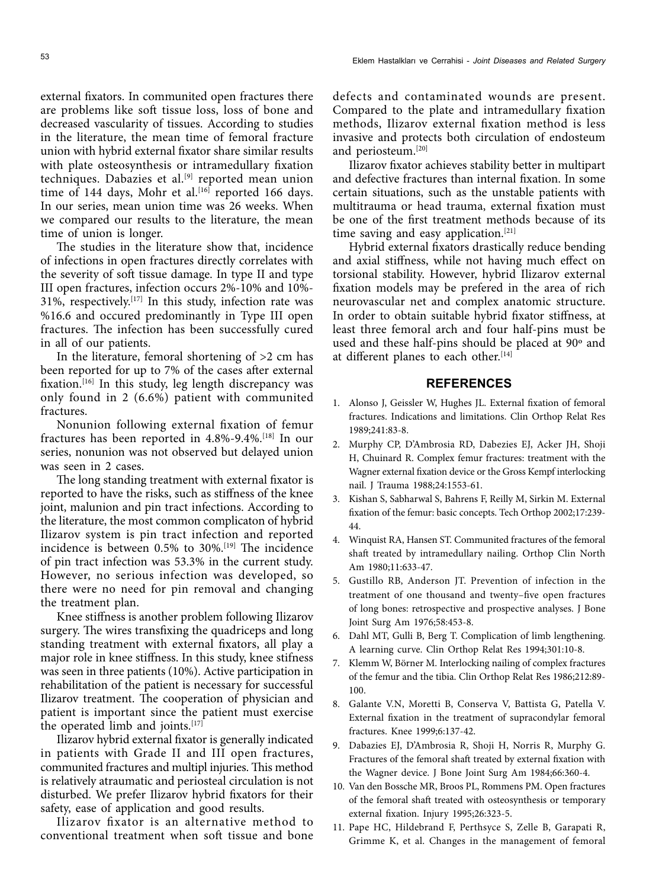external fixators. In communited open fractures there are problems like soft tissue loss, loss of bone and decreased vascularity of tissues. According to studies in the literature, the mean time of femoral fracture union with hybrid external fixator share similar results with plate osteosynthesis or intramedullary fixation techniques. Dabazies et al.[9] reported mean union time of 144 days, Mohr et al.[16] reported 166 days. In our series, mean union time was 26 weeks. When we compared our results to the literature, the mean time of union is longer.

The studies in the literature show that, incidence of infections in open fractures directly correlates with the severity of soft tissue damage. In type II and type III open fractures, infection occurs 2%-10% and 10%-31%, respectively.[17] In this study, infection rate was %16.6 and occured predominantly in Type III open fractures. The infection has been successfully cured in all of our patients.

In the literature, femoral shortening of >2 cm has been reported for up to 7% of the cases after external fixation.[16] In this study, leg length discrepancy was only found in 2 (6.6%) patient with communited fractures.

Nonunion following external fixation of femur fractures has been reported in 4.8%-9.4%.[18] In our series, nonunion was not observed but delayed union was seen in 2 cases.

The long standing treatment with external fixator is reported to have the risks, such as stiffness of the knee joint, malunion and pin tract infections. According to the literature, the most common complicaton of hybrid Ilizarov system is pin tract infection and reported incidence is between 0.5% to 30%.[19] The incidence of pin tract infection was 53.3% in the current study. However, no serious infection was developed, so there were no need for pin removal and changing the treatment plan.

Knee stiffness is another problem following Ilizarov surgery. The wires transfixing the quadriceps and long standing treatment with external fixators, all play a major role in knee stiffness. In this study, knee stifness was seen in three patients (10%). Active participation in rehabilitation of the patient is necessary for successful Ilizarov treatment. The cooperation of physician and patient is important since the patient must exercise the operated limb and joints.[17]

Ilizarov hybrid external fixator is generally indicated in patients with Grade II and III open fractures, communited fractures and multipl injuries. This method is relatively atraumatic and periosteal circulation is not disturbed. We prefer Ilizarov hybrid fixators for their safety, ease of application and good results.

Ilizarov fixator is an alternative method to conventional treatment when soft tissue and bone defects and contaminated wounds are present. Compared to the plate and intramedullary fixation methods, Ilizarov external fixation method is less invasive and protects both circulation of endosteum and periosteum.[20]

Ilizarov fixator achieves stability better in multipart and defective fractures than internal fixation. In some certain situations, such as the unstable patients with multitrauma or head trauma, external fixation must be one of the first treatment methods because of its time saving and easy application.[21]

Hybrid external fixators drastically reduce bending and axial stiffness, while not having much effect on torsional stability. However, hybrid Ilizarov external fixation models may be prefered in the area of rich neurovascular net and complex anatomic structure. In order to obtain suitable hybrid fixator stiffness, at least three femoral arch and four half-pins must be used and these half-pins should be placed at 90º and at different planes to each other.[14]

## REFERENCES

1. Alonso J, Geissler W, Hughes JL. External fixation of femoral fractures. Indications and limitations. Clin Orthop Relat Res 1989;241:83-8.
2. Murphy CP, D'Ambrosia RD, Dabezies EJ, Acker JH, Shoji H, Chuinard R. Complex femur fractures: treatment with the Wagner external fixation device or the Gross Kempf interlocking nail. J Trauma 1988;24:1553-61.
3. Kishan S, Sabharwal S, Bahrens F, Reilly M, Sirkin M. External fixation of the femur: basic concepts. Tech Orthop 2002;17:239-44.
4. Winquist RA, Hansen ST. Communited fractures of the femoral shaft treated by intramedullary nailing. Orthop Clin North Am 1980;11:633-47.
5. Gustillo RB, Anderson JT. Prevention of infection in the treatment of one thousand and twenty–five open fractures of long bones: retrospective and prospective analyses. J Bone Joint Surg Am 1976;58:453-8.
6. Dahl MT, Gulli B, Berg T. Complication of limb lengthening. A learning curve. Clin Orthop Relat Res 1994;301:10-8.
7. Klemm W, Börner M. Interlocking nailing of complex fractures of the femur and the tibia. Clin Orthop Relat Res 1986;212:89-100.
8. Galante V.N, Moretti B, Conserva V, Battista G, Patella V. External fixation in the treatment of supracondylar femoral fractures. Knee 1999;6:137-42.
9. Dabazies EJ, D'Ambrosia R, Shoji H, Norris R, Murphy G. Fractures of the femoral shaft treated by external fixation with the Wagner device. J Bone Joint Surg Am 1984;66:360-4.
10. Van den Bossche MR, Broos PL, Rommens PM. Open fractures of the femoral shaft treated with osteosynthesis or temporary external fixation. Injury 1995;26:323-5.
11. Pape HC, Hildebrand F, Perthsyce S, Zelle B, Garapati R, Grimme K, et al. Changes in the management of femoral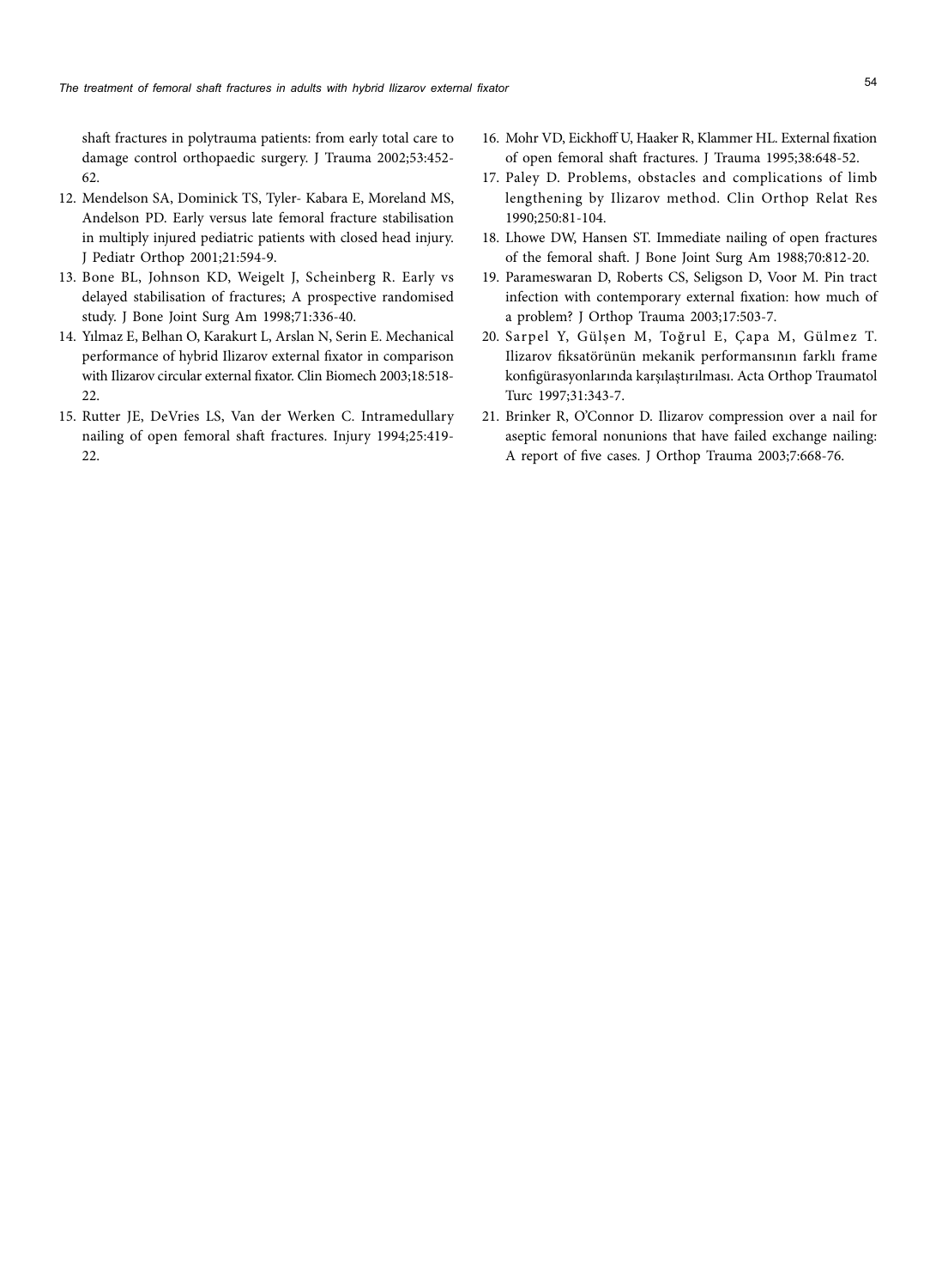shaft fractures in polytrauma patients: from early total care to damage control orthopaedic surgery. J Trauma 2002;53:452-62.

12. Mendelson SA, Dominick TS, Tyler- Kabara E, Moreland MS, Andelson PD. Early versus late femoral fracture stabilisation in multiply injured pediatric patients with closed head injury. J Pediatr Orthop 2001;21:594-9.
13. Bone BL, Johnson KD, Weigelt J, Scheinberg R. Early vs delayed stabilisation of fractures; A prospective randomised study. J Bone Joint Surg Am 1998;71:336-40.
14. Yılmaz E, Belhan O, Karakurt L, Arslan N, Serin E. Mechanical performance of hybrid Ilizarov external fixator in comparison with Ilizarov circular external fixator. Clin Biomech 2003;18:518-22.
15. Rutter JE, DeVries LS, Van der Werken C. Intramedullary nailing of open femoral shaft fractures. Injury 1994;25:419-22.
16. Mohr VD, Eickhoff U, Haaker R, Klammer HL. External fixation of open femoral shaft fractures. J Trauma 1995;38:648-52.
17. Paley D. Problems, obstacles and complications of limb lengthening by Ilizarov method. Clin Orthop Relat Res 1990;250:81-104.
18. Lhowe DW, Hansen ST. Immediate nailing of open fractures of the femoral shaft. J Bone Joint Surg Am 1988;70:812-20.
19. Parameswaran D, Roberts CS, Seligson D, Voor M. Pin tract infection with contemporary external fixation: how much of a problem? J Orthop Trauma 2003;17:503-7.
20. Sarpel Y, Gülşen M, Toğrul E, Çapa M, Gülmez T. Ilizarov fiksatörünün mekanik performansının farklı frame konfigürasyonlarında karşılaştırılması. Acta Orthop Traumatol Turc 1997;31:343-7.
21. Brinker R, O'Connor D. Ilizarov compression over a nail for aseptic femoral nonunions that have failed exchange nailing: A report of five cases. J Orthop Trauma 2003;7:668-76.